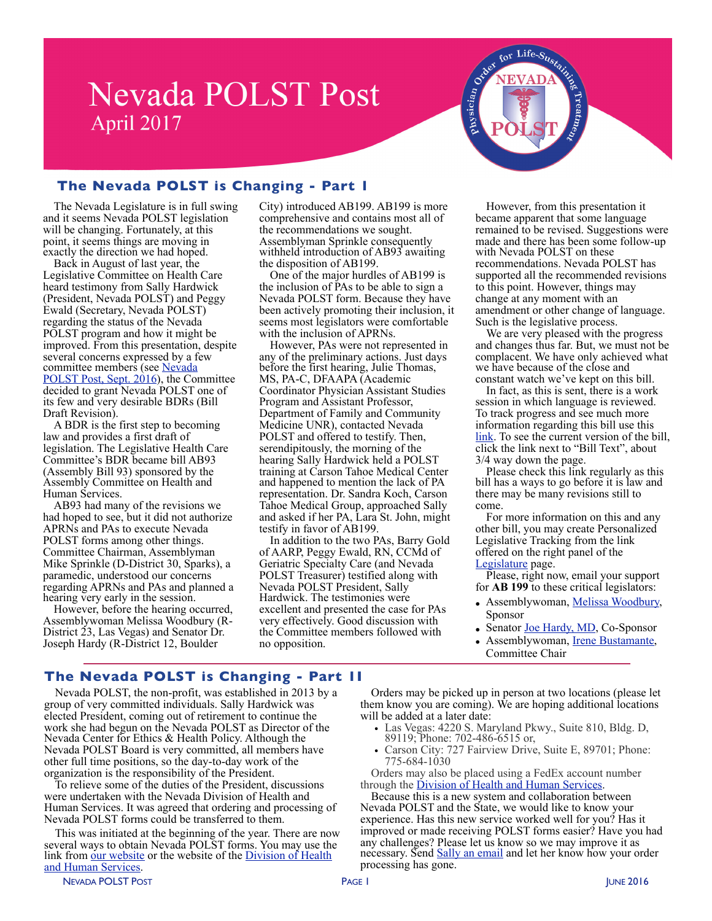# Nevada POLST Post

April 2017

## The Nevada POLST is Changing - Part I

The Nevada Legislature is in full swing and it seems Nevada POLST legislation will be changing. Fortunately, at this point, it seems things are moving in exactly the direction we had hoped.

Back in August of last year, the Legislative Committee on Health Care heard testimony from Sally Hardwick (President, Nevada POLST) and Peggy Ewald (Secretary, Nevada POLST) regarding the status of the Nevada POLST program and how it might be improved. From this presentation, despite several concerns expressed by a few committee members (see Nevada POLST Post, Sept. 2016), the Committee decided to grant Nevada POLST one of its few and very desirable BDRs (Bill Draft Revision).

A BDR is the first step to becoming law and provides a first draft of legislation. The Legislative Health Care Committee's BDR became bill AB93 (Assembly Bill 93) sponsored by the Assembly Committee on Health and Human Services.

AB93 had many of the revisions we had hoped to see, but it did not authorize APRNs and PAs to execute Nevada POLST forms among other things. Committee Chairman, Assemblyman Mike Sprinkle (D-District 30, Sparks), a paramedic, understood our concerns regarding APRNs and PAs and planned a hearing very early in the session.

However, before the hearing occurred, Assemblywoman Melissa Woodbury (R-District 23, Las Vegas) and Senator Dr. Joseph Hardy (R-District 12, Boulder City) introduced AB199. AB199 is more comprehensive and contains most all of the recommendations we sought. Assemblyman Sprinkle consequently withheld introduction of AB93 awaiting the disposition of AB199.

One of the major hurdles of AB199 is the inclusion of PAs to be able to sign a Nevada POLST form. Because they have been actively promoting their inclusion, it seems most legislators were comfortable with the inclusion of APRNs.

However, PAs were not represented in any of the preliminary actions. Just days before the first hearing, Julie Thomas, MS, PA-C, DFAAPA (Academic Coordinator Physician Assistant Studies Program and Assistant Professor, Department of Family and Community Medicine UNR), contacted Nevada POLST and offered to testify. Then, serendipitously, the morning of the hearing Sally Hardwick held a POLST training at Carson Tahoe Medical Center and happened to mention the lack of PA representation. Dr. Sandra Koch, Carson Tahoe Medical Group, approached Sally and asked if her PA, Lara St. John, might testify in favor of AB199.

In addition to the two PAs, Barry Gold of AARP, Peggy Ewald, RN, CCMd of Geriatric Specialty Care (and Nevada POLST Treasurer) testified along with Nevada POLST President, Sally Hardwick. The testimonies were excellent and presented the case for PAs very effectively. Good discussion with the Committee members followed with no opposition.

However, from this presentation it became apparent that some language remained to be revised. Suggestions were made and there has been some follow-up with Nevada POLST on these recommendations. Nevada POLST has supported all the recommended revisions to this point. However, things may change at any moment with an amendment or other change of language. Such is the legislative process.

We are very pleased with the progress and changes thus far. But, we must not be complacent. We have only achieved what we have because of the close and constant watch we've kept on this bill.

In fact, as this is sent, there is a work session in which language is reviewed. To track progress and see much more information regarding this bill use this link. To see the current version of the bill, click the link next to "Bill Text", about 3/4 way down the page.

Please check this link regularly as this bill has a ways to go before it is law and there may be many revisions still to come.

For more information on this and any other bill, you may create Personalized Legislative Tracking from the link offered on the right panel of the Legislature page.

Please, right now, email your support for **AB 199** to these critical legislators:

- Assemblywoman, Melissa Woodbury, Sponsor
- Senator Joe Hardy, MD, Co-Sponsor
- Assemblywoman, Irene Bustamante, Committee Chair

## The Nevada POLST is Changing - Part II

Nevada POLST, the non-profit, was established in 2013 by a group of very committed individuals. Sally Hardwick was elected President, coming out of retirement to continue the work she had begun on the Nevada POLST as Director of the Nevada Center for Ethics & Health Policy. Although the Nevada POLST Board is very committed, all members have other full time positions, so the day-to-day work of the organization is the responsibility of the President.

To relieve some of the duties of the President, discussions were undertaken with the Nevada Division of Health and Human Services. It was agreed that ordering and processing of Nevada POLST forms could be transferred to them.

This was initiated at the beginning of the year. There are now several ways to obtain Nevada POLST forms. You may use the link from our website or the website of the Division of Health and Human Services.

Orders may be picked up in person at two locations (please let them know you are coming). We are hoping additional locations will be added at a later date:

- Las Vegas: 4220 S. Maryland Pkwy., Suite 810, Bldg. D, 89119; Phone: 702-486-6515 or,
- Carson City: 727 Fairview Drive, Suite E, 89701; Phone: 775-684-1030

Orders may also be placed using a FedEx account number through the Division of Health and Human Services.

Because this is a new system and collaboration between Nevada POLST and the State, we would like to know your experience. Has this new service worked well for you? Has it improved or made receiving POLST forms easier? Have you had any challenges? Please let us know so we may improve it as necessary. Send Sally an email and let her know how your order processing has gone.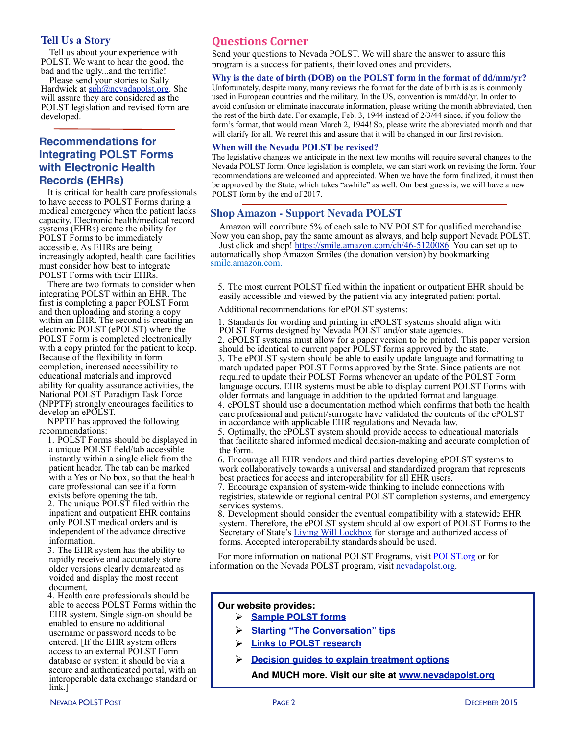## Tell Us a Story

Tell us about your experience with POLST. We want to hear the good, the bad and the ugly...and the terrific!

Please send your stories to Sally Hardwick at sph@nevadapolst.org. She will assure they are considered as the POLST legislation and revised form are developed.

## Recommendations for Integrating POLST Forms with Electronic Health Records (EHRs)

It is critical for health care professionals to have access to POLST Forms during a medical emergency when the patient lacks capacity. Electronic health/medical record systems (EHRs) create the ability for POLST Forms to be immediately accessible. As EHRs are being increasingly adopted, health care facilities must consider how best to integrate POLST Forms with their EHRs.

There are two formats to consider when integrating POLST within an EHR. The first is completing a paper POLST Form and then uploading and storing a copy within an EHR. The second is creating an electronic POLST (ePOLST) where the POLST Form is completed electronically with a copy printed for the patient to keep. Because of the flexibility in form completion, increased accessibility to educational materials and improved ability for quality assurance activities, the National POLST Paradigm Task Force (NPPTF) strongly encourages facilities to develop an ePOLST.

NPPTF has approved the following recommendations:

1. POLST Forms should be displayed in a unique POLST field/tab accessible instantly within a single click from the patient header. The tab can be marked with a Yes or No box, so that the health care professional can see if a form exists before opening the tab.
2. The unique POLST filed within the inpatient and outpatient EHR contains only POLST medical orders and is independent of the advance directive information.
3. The EHR system has the ability to rapidly receive and accurately store older versions clearly demarcated as voided and display the most recent document.
4. Health care professionals should be able to access POLST Forms within the EHR system. Single sign-on should be enabled to ensure no additional username or password needs to be entered. [If the EHR system offers access to an external POLST Form database or system it should be via a secure and authenticated portal, with an interoperable data exchange standard or link.]
5. The most current POLST filed within the inpatient or outpatient EHR should be easily accessible and viewed by the patient via any integrated patient portal.

Additional recommendations for ePOLST systems:

1. Standards for wording and printing in ePOLST systems should align with POLST Forms designed by Nevada POLST and/or state agencies.
2. ePOLST systems must allow for a paper version to be printed. This paper version should be identical to current paper POLST forms approved by the state.
3. The ePOLST system should be able to easily update language and formatting to match updated paper POLST Forms approved by the State. Since patients are not required to update their POLST Forms whenever an update of the POLST Form language occurs, EHR systems must be able to display current POLST Forms with older formats and language in addition to the updated format and language.
4. ePOLST should use a documentation method which confirms that both the health care professional and patient/surrogate have validated the contents of the ePOLST in accordance with applicable EHR regulations and Nevada law.
5. Optimally, the ePOLST system should provide access to educational materials that facilitate shared informed medical decision-making and accurate completion of the form.
6. Encourage all EHR vendors and third parties developing ePOLST systems to work collaboratively towards a universal and standardized program that represents best practices for access and interoperability for all EHR users.
7. Encourage expansion of system-wide thinking to include connections with registries, statewide or regional central POLST completion systems, and emergency services systems.
8. Development should consider the eventual compatibility with a statewide EHR system. Therefore, the ePOLST system should allow export of POLST Forms to the Secretary of State's Living Will Lockbox for storage and authorized access of forms. Accepted interoperability standards should be used.

For more information on national POLST Programs, visit POLST.org or for information on the Nevada POLST program, visit nevadapolst.org.

## Questions Corner

Send your questions to Nevada POLST. We will share the answer to assure this program is a success for patients, their loved ones and providers.

### Why is the date of birth (DOB) on the POLST form in the format of dd/mm/yr?

Unfortunately, despite many, many reviews the format for the date of birth is as is commonly used in European countries and the military. In the US, convention is mm/dd/yr. In order to avoid confusion or eliminate inaccurate information, please writing the month abbreviated, then the rest of the birth date. For example, Feb. 3, 1944 instead of 2/3/44 since, if you follow the form's format, that would mean March 2, 1944! So, please write the abbreviated month and that will clarify for all. We regret this and assure that it will be changed in our first revision.

### When will the Nevada POLST be revised?

The legislative changes we anticipate in the next few months will require several changes to the Nevada POLST form. Once legislation is complete, we can start work on revising the form. Your recommendations are welcomed and appreciated. When we have the form finalized, it must then be approved by the State, which takes "awhile" as well. Our best guess is, we will have a new POLST form by the end of 2017.

## Shop Amazon - Support Nevada POLST

Amazon will contribute 5% of each sale to NV POLST for qualified merchandise. Now you can shop, pay the same amount as always, and help support Nevada POLST.

Just click and shop! https://smile.amazon.com/ch/46-5120086. You can set up to automatically shop Amazon Smiles (the donation version) by bookmarking smile.amazon.com.

**Our website provides:**

- **Sample POLST forms**
- **Starting "The Conversation" tips**
- **Links to POLST research**
- **Decision guides to explain treatment options**

**And MUCH more. Visit our site at www.nevadapolst.org**